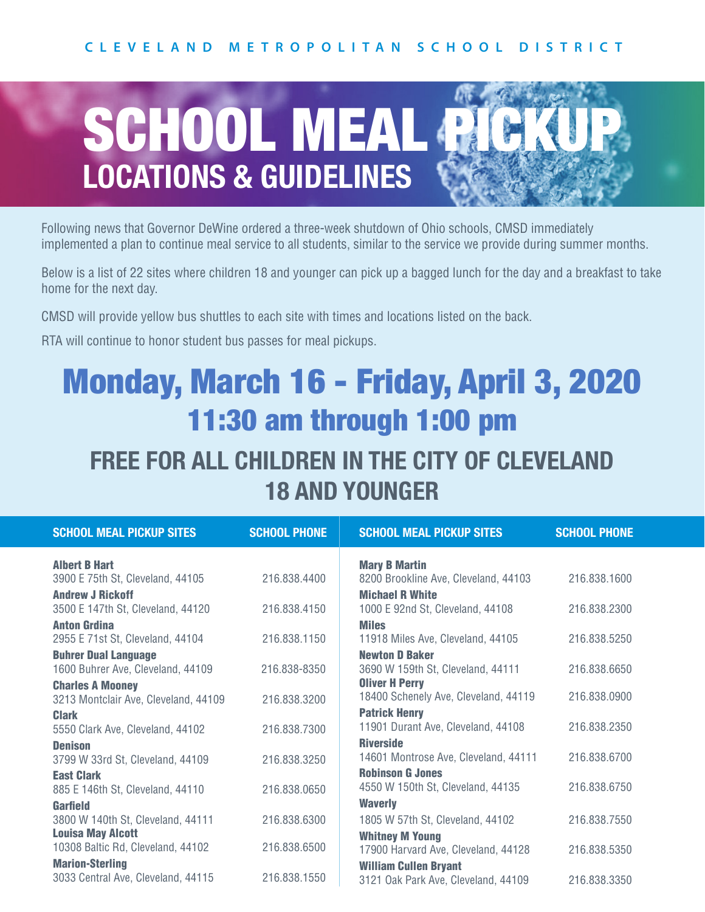CLEVELAND METROPOLITAN SCHOOL DISTRICT

# SCHOOL MEAL PICKUP
## LOCATIONS & GUIDELINES

Following news that Governor DeWine ordered a three-week shutdown of Ohio schools, CMSD immediately implemented a plan to continue meal service to all students, similar to the service we provide during summer months.

Below is a list of 22 sites where children 18 and younger can pick up a bagged lunch for the day and a breakfast to take home for the next day.

CMSD will provide yellow bus shuttles to each site with times and locations listed on the back.

RTA will continue to honor student bus passes for meal pickups.

## Monday, March 16 - Friday, April 3, 2020
## 11:30 am through 1:00 pm

## FREE FOR ALL CHILDREN IN THE CITY OF CLEVELAND 18 AND YOUNGER

| SCHOOL MEAL PICKUP SITES | SCHOOL PHONE |
|---|---|
| **Albert B Hart**<br>3900 E 75th St, Cleveland, 44105 | 216.838.4400 |
| **Andrew J Rickoff**<br>3500 E 147th St, Cleveland, 44120 | 216.838.4150 |
| **Anton Grdina**<br>2955 E 71st St, Cleveland, 44104 | 216.838.1150 |
| **Buhrer Dual Language**<br>1600 Buhrer Ave, Cleveland, 44109 | 216.838-8350 |
| **Charles A Mooney**<br>3213 Montclair Ave, Cleveland, 44109 | 216.838.3200 |
| **Clark**<br>5550 Clark Ave, Cleveland, 44102 | 216.838.7300 |
| **Denison**<br>3799 W 33rd St, Cleveland, 44109 | 216.838.3250 |
| **East Clark**<br>885 E 146th St, Cleveland, 44110 | 216.838.0650 |
| **Garfield**<br>3800 W 140th St, Cleveland, 44111 | 216.838.6300 |
| **Louisa May Alcott**<br>10308 Baltic Rd, Cleveland, 44102 | 216.838.6500 |
| **Marion-Sterling**<br>3033 Central Ave, Cleveland, 44115 | 216.838.1550 |
| **Mary B Martin**<br>8200 Brookline Ave, Cleveland, 44103 | 216.838.1600 |
| **Michael R White**<br>1000 E 92nd St, Cleveland, 44108 | 216.838.2300 |
| **Miles**<br>11918 Miles Ave, Cleveland, 44105 | 216.838.5250 |
| **Newton D Baker**<br>3690 W 159th St, Cleveland, 44111 | 216.838.6650 |
| **Oliver H Perry**<br>18400 Schenely Ave, Cleveland, 44119 | 216.838.0900 |
| **Patrick Henry**<br>11901 Durant Ave, Cleveland, 44108 | 216.838.2350 |
| **Riverside**<br>14601 Montrose Ave, Cleveland, 44111 | 216.838.6700 |
| **Robinson G Jones**<br>4550 W 150th St, Cleveland, 44135 | 216.838.6750 |
| **Waverly**<br>1805 W 57th St, Cleveland, 44102 | 216.838.7550 |
| **Whitney M Young**<br>17900 Harvard Ave, Cleveland, 44128 | 216.838.5350 |
| **William Cullen Bryant**<br>3121 Oak Park Ave, Cleveland, 44109 | 216.838.3350 |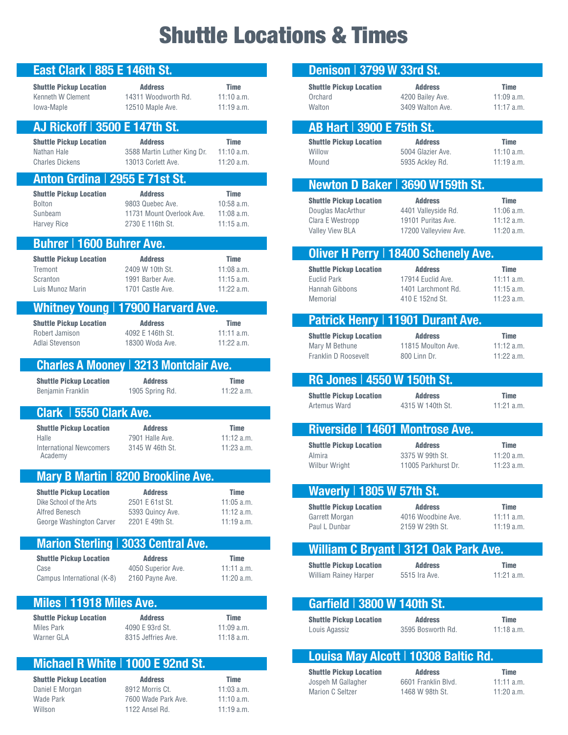# Shuttle Locations & Times

## East Clark | 885 E 146th St.

| Shuttle Pickup Location | Address | Time |
| --- | --- | --- |
| Kenneth W Clement | 14311 Woodworth Rd. | 11:10 a.m. |
| Iowa-Maple | 12510 Maple Ave. | 11:19 a.m. |

## AJ Rickoff | 3500 E 147th St.

| Shuttle Pickup Location | Address | Time |
| --- | --- | --- |
| Nathan Hale | 3588 Martin Luther King Dr. | 11:10 a.m. |
| Charles Dickens | 13013 Corlett Ave. | 11:20 a.m. |

## Anton Grdina | 2955 E 71st St.

| Shuttle Pickup Location | Address | Time |
| --- | --- | --- |
| Bolton | 9803 Quebec Ave. | 10:58 a.m. |
| Sunbeam | 11731 Mount Overlook Ave. | 11:08 a.m. |
| Harvey Rice | 2730 E 116th St. | 11:15 a.m. |

## Buhrer | 1600 Buhrer Ave.

| Shuttle Pickup Location | Address | Time |
| --- | --- | --- |
| Tremont | 2409 W 10th St. | 11:08 a.m. |
| Scranton | 1991 Barber Ave. | 11:15 a.m. |
| Luis Munoz Marin | 1701 Castle Ave. | 11:22 a.m. |

## Whitney Young | 17900 Harvard Ave.

| Shuttle Pickup Location | Address | Time |
| --- | --- | --- |
| Robert Jamison | 4092 E 146th St. | 11:11 a.m. |
| Adlai Stevenson | 18300 Woda Ave. | 11:22 a.m. |

## Charles A Mooney | 3213 Montclair Ave.

| Shuttle Pickup Location | Address | Time |
| --- | --- | --- |
| Benjamin Franklin | 1905 Spring Rd. | 11:22 a.m. |

## Clark | 5550 Clark Ave.

| Shuttle Pickup Location | Address | Time |
| --- | --- | --- |
| Halle | 7901 Halle Ave. | 11:12 a.m. |
| International Newcomers Academy | 3145 W 46th St. | 11:23 a.m. |

## Mary B Martin | 8200 Brookline Ave.

| Shuttle Pickup Location | Address | Time |
| --- | --- | --- |
| Dike School of the Arts | 2501 E 61st St. | 11:05 a.m. |
| Alfred Benesch | 5393 Quincy Ave. | 11:12 a.m. |
| George Washington Carver | 2201 E 49th St. | 11:19 a.m. |

## Marion Sterling | 3033 Central Ave.

| Shuttle Pickup Location | Address | Time |
| --- | --- | --- |
| Case | 4050 Superior Ave. | 11:11 a.m. |
| Campus International (K-8) | 2160 Payne Ave. | 11:20 a.m. |

## Miles | 11918 Miles Ave.

| Shuttle Pickup Location | Address | Time |
| --- | --- | --- |
| Miles Park | 4090 E 93rd St. | 11:09 a.m. |
| Warner GLA | 8315 Jeffries Ave. | 11:18 a.m. |

## Michael R White | 1000 E 92nd St.

| Shuttle Pickup Location | Address | Time |
| --- | --- | --- |
| Daniel E Morgan | 8912 Morris Ct. | 11:03 a.m. |
| Wade Park | 7600 Wade Park Ave. | 11:10 a.m. |
| Willson | 1122 Ansel Rd. | 11:19 a.m. |

## Denison | 3799 W 33rd St.

| Shuttle Pickup Location | Address | Time |
| --- | --- | --- |
| Orchard | 4200 Bailey Ave. | 11:09 a.m. |
| Walton | 3409 Walton Ave. | 11:17 a.m. |

## AB Hart | 3900 E 75th St.

| Shuttle Pickup Location | Address | Time |
| --- | --- | --- |
| Willow | 5004 Glazier Ave. | 11:10 a.m. |
| Mound | 5935 Ackley Rd. | 11:19 a.m. |

## Newton D Baker | 3690 W159th St.

| Shuttle Pickup Location | Address | Time |
| --- | --- | --- |
| Douglas MacArthur | 4401 Valleyside Rd. | 11:06 a.m. |
| Clara E Westropp | 19101 Puritas Ave. | 11:12 a.m. |
| Valley View BLA | 17200 Valleyview Ave. | 11:20 a.m. |

## Oliver H Perry | 18400 Schenely Ave.

| Shuttle Pickup Location | Address | Time |
| --- | --- | --- |
| Euclid Park | 17914 Euclid Ave. | 11:11 a.m. |
| Hannah Gibbons | 1401 Larchmont Rd. | 11:15 a.m. |
| Memorial | 410 E 152nd St. | 11:23 a.m. |

## Patrick Henry | 11901 Durant Ave.

| Shuttle Pickup Location | Address | Time |
| --- | --- | --- |
| Mary M Bethune | 11815 Moulton Ave. | 11:12 a.m. |
| Franklin D Roosevelt | 800 Linn Dr. | 11:22 a.m. |

## RG Jones | 4550 W 150th St.

| Shuttle Pickup Location | Address | Time |
| --- | --- | --- |
| Artemus Ward | 4315 W 140th St. | 11:21 a.m. |

## Riverside | 14601 Montrose Ave.

| Shuttle Pickup Location | Address | Time |
| --- | --- | --- |
| Almira | 3375 W 99th St. | 11:20 a.m. |
| Wilbur Wright | 11005 Parkhurst Dr. | 11:23 a.m. |

## Waverly | 1805 W 57th St.

| Shuttle Pickup Location | Address | Time |
| --- | --- | --- |
| Garrett Morgan | 4016 Woodbine Ave. | 11:11 a.m. |
| Paul L Dunbar | 2159 W 29th St. | 11:19 a.m. |

## William C Bryant | 3121 Oak Park Ave.

| Shuttle Pickup Location | Address | Time |
| --- | --- | --- |
| William Rainey Harper | 5515 Ira Ave. | 11:21 a.m. |

## Garfield | 3800 W 140th St.

| Shuttle Pickup Location | Address | Time |
| --- | --- | --- |
| Louis Agassiz | 3595 Bosworth Rd. | 11:18 a.m. |

## Louisa May Alcott | 10308 Baltic Rd.

| Shuttle Pickup Location | Address | Time |
| --- | --- | --- |
| Jospeh M Gallagher | 6601 Franklin Blvd. | 11:11 a.m. |
| Marion C Seltzer | 1468 W 98th St. | 11:20 a.m. |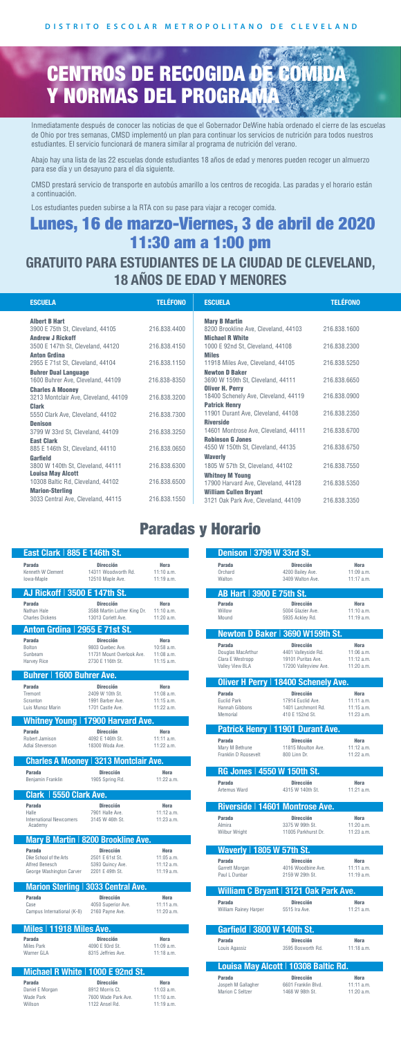DISTRITO ESCOLAR METROPOLITANO DE CLEVELAND

# CENTROS DE RECOGIDA DE COMIDA Y NORMAS DEL PROGRAMA

Inmediatamente después de conocer las noticias de que el Gobernador DeWine había ordenado el cierre de las escuelas de Ohio por tres semanas, CMSD implementó un plan para continuar los servicios de nutrición para todos nuestros estudiantes. El servicio funcionará de manera similar al programa de nutrición del verano.

Abajo hay una lista de las 22 escuelas donde estudiantes 18 años de edad y menores pueden recoger un almuerzo para ese día y un desayuno para el día siguiente.

CMSD prestará servicio de transporte en autobús amarillo a los centros de recogida. Las paradas y el horario están a continuación.

Los estudiantes pueden subirse a la RTA con su pase para viajar a recoger comida.

## Lunes, 16 de marzo-Viernes, 3 de abril de 2020
## 11:30 am a 1:00 pm

## GRATUITO PARA ESTUDIANTES DE LA CIUDAD DE CLEVELAND, 18 AÑOS DE EDAD Y MENORES

| ESCUELA | TELÉFONO |
|---|---|
| **Albert B Hart** 3900 E 75th St, Cleveland, 44105 | 216.838.4400 |
| **Andrew J Rickoff** 3500 E 147th St, Cleveland, 44120 | 216.838.4150 |
| **Anton Grdina** 2955 E 71st St, Cleveland, 44104 | 216.838.1150 |
| **Buhrer Dual Language** 1600 Buhrer Ave, Cleveland, 44109 | 216-838-8350 |
| **Charles A Mooney** 3213 Montclair Ave, Cleveland, 44109 | 216.838.3200 |
| **Clark** 5550 Clark Ave, Cleveland, 44102 | 216.838.7300 |
| **Denison** 3799 W 33rd St, Cleveland, 44109 | 216.838.3250 |
| **East Clark** 885 E 146th St, Cleveland, 44110 | 216.838.0650 |
| **Garfield** 3800 W 140th St, Cleveland, 44111 | 216.838.6300 |
| **Louisa May Alcott** 10308 Baltic Rd, Cleveland, 44102 | 216.838.6500 |
| **Marion-Sterling** 3033 Central Ave, Cleveland, 44115 | 216.838.1550 |
| **Mary B Martin** 8200 Brookline Ave, Cleveland, 44103 | 216.838.1600 |
| **Michael R White** 1000 E 92nd St, Cleveland, 44108 | 216.838.2300 |
| **Miles** 11918 Miles Ave, Cleveland, 44105 | 216.838.5250 |
| **Newton D Baker** 3690 W 159th St, Cleveland, 44111 | 216.838.6650 |
| **Oliver H. Perry** 18400 Schenely Ave, Cleveland, 44119 | 216.838.0900 |
| **Patrick Henry** 11901 Durant Ave, Cleveland, 44108 | 216.838.2350 |
| **Riverside** 14601 Montrose Ave, Cleveland, 44111 | 216.838.6700 |
| **Robinson G Jones** 4550 W 150th St, Cleveland, 44135 | 216.838.6750 |
| **Waverly** 1805 W 57th St, Cleveland, 44102 | 216.838.7550 |
| **Whitney M Young** 17900 Harvard Ave, Cleveland, 44128 | 216.838.5350 |
| **William Cullen Bryant** 3121 Oak Park Ave, Cleveland, 44109 | 216.838.3350 |

# Paradas y Horario

### East Clark | 885 E 146th St.

| Parada | Dirección | Hora |
|---|---|---|
| Kenneth W Clement | 14311 Woodworth Rd. | 11:10 a.m. |
| Iowa-Maple | 12510 Maple Ave. | 11:19 a.m. |

### AJ Rickoff | 3500 E 147th St.

| Parada | Dirección | Hora |
|---|---|---|
| Nathan Hale | 3588 Martin Luther King Dr. | 11:10 a.m. |
| Charles Dickens | 13013 Corlett Ave. | 11:20 a.m. |

### Anton Grdina | 2955 E 71st St.

| Parada | Dirección | Hora |
|---|---|---|
| Bolton | 9803 Quebec Ave. | 10:58 a.m. |
| Sunbeam | 11731 Mount Overlook Ave. | 11:08 a.m. |
| Harvey Rice | 2730 E 116th St. | 11:15 a.m. |

### Buhrer | 1600 Buhrer Ave.

| Parada | Dirección | Hora |
|---|---|---|
| Tremont | 2409 W 10th St. | 11:08 a.m. |
| Scranton | 1991 Barber Ave. | 11:15 a.m. |
| Luis Munoz Marin | 1701 Castle Ave. | 11:22 a.m. |

### Whitney Young | 17900 Harvard Ave.

| Parada | Dirección | Hora |
|---|---|---|
| Robert Jamison | 4092 E 146th St. | 11:11 a.m. |
| Adlai Stevenson | 18300 Woda Ave. | 11:22 a.m. |

### Charles A Mooney | 3213 Montclair Ave.

| Parada | Dirección | Hora |
|---|---|---|
| Benjamin Franklin | 1905 Spring Rd. | 11:22 a.m. |

### Clark | 5550 Clark Ave.

| Parada | Dirección | Hora |
|---|---|---|
| Halle | 7901 Halle Ave. | 11:12 a.m. |
| International Newcomers Academy | 3145 W 46th St. | 11:23 a.m. |

### Mary B Martin | 8200 Brookline Ave.

| Parada | Dirección | Hora |
|---|---|---|
| Dike School of the Arts | 2501 E 61st St. | 11:05 a.m. |
| Alfred Benesch | 5393 Quincy Ave. | 11:12 a.m. |
| George Washington Carver | 2201 E 49th St. | 11:19 a.m. |

### Marion Sterling | 3033 Central Ave.

| Parada | Dirección | Hora |
|---|---|---|
| Case | 4050 Superior Ave. | 11:11 a.m. |
| Campus International (K-8) | 2160 Payne Ave. | 11:20 a.m. |

### Miles | 11918 Miles Ave.

| Parada | Dirección | Hora |
|---|---|---|
| Miles Park | 4090 E 93rd St. | 11:09 a.m. |
| Warner GLA | 8315 Jeffries Ave. | 11:18 a.m. |

### Michael R White | 1000 E 92nd St.

| Parada | Dirección | Hora |
|---|---|---|
| Daniel E Morgan | 8912 Morris Ct. | 11:03 a.m. |
| Wade Park | 7600 Wade Park Ave. | 11:10 a.m. |
| Willson | 1122 Ansel Rd. | 11:19 a.m. |

### Denison | 3799 W 33rd St.

| Parada | Dirección | Hora |
|---|---|---|
| Orchard | 4200 Bailey Ave. | 11:09 a.m. |
| Walton | 3409 Walton Ave. | 11:17 a.m. |

### AB Hart | 3900 E 75th St.

| Parada | Dirección | Hora |
|---|---|---|
| Willow | 5004 Glazier Ave. | 11:10 a.m. |
| Mound | 5935 Ackley Rd. | 11:19 a.m. |

### Newton D Baker | 3690 W159th St.

| Parada | Dirección | Hora |
|---|---|---|
| Douglas MacArthur | 4401 Valleyside Rd. | 11:06 a.m. |
| Clara E Westropp | 19101 Puritas Ave. | 11:12 a.m. |
| Valley View BLA | 17200 Valleyview Ave. | 11:20 a.m. |

### Oliver H Perry | 18400 Schenely Ave.

| Parada | Dirección | Hora |
|---|---|---|
| Euclid Park | 17914 Euclid Ave. | 11:11 a.m. |
| Hannah Gibbons | 1401 Larchmont Rd. | 11:15 a.m. |
| Memorial | 410 E 152nd St. | 11:23 a.m. |

### Patrick Henry | 11901 Durant Ave.

| Parada | Dirección | Hora |
|---|---|---|
| Mary M Bethune | 11815 Moulton Ave. | 11:12 a.m. |
| Franklin D Roosevelt | 800 Linn Dr. | 11:22 a.m. |

### RG Jones | 4550 W 150th St.

| Parada | Dirección | Hora |
|---|---|---|
| Artemus Ward | 4315 W 140th St. | 11:21 a.m. |

### Riverside | 14601 Montrose Ave.

| Parada | Dirección | Hora |
|---|---|---|
| Almira | 3375 W 99th St. | 11:20 a.m. |
| Wilbur Wright | 11005 Parkhurst Dr. | 11:23 a.m. |

### Waverly | 1805 W 57th St.

| Parada | Dirección | Hora |
|---|---|---|
| Garrett Morgan | 4016 Woodbine Ave. | 11:11 a.m. |
| Paul L Dunbar | 2159 W 29th St. | 11:19 a.m. |

### William C Bryant | 3121 Oak Park Ave.

| Parada | Dirección | Hora |
|---|---|---|
| William Rainey Harper | 5515 Ira Ave. | 11:21 a.m. |

### Garfield | 3800 W 140th St.

| Parada | Dirección | Hora |
|---|---|---|
| Louis Agassiz | 3595 Bosworth Rd. | 11:18 a.m. |

### Louisa May Alcott | 10308 Baltic Rd.

| Parada | Dirección | Hora |
|---|---|---|
| Jospeh M Gallagher | 6601 Franklin Blvd. | 11:11 a.m. |
| Marion C Seltzer | 1468 W 98th St. | 11:20 a.m. |